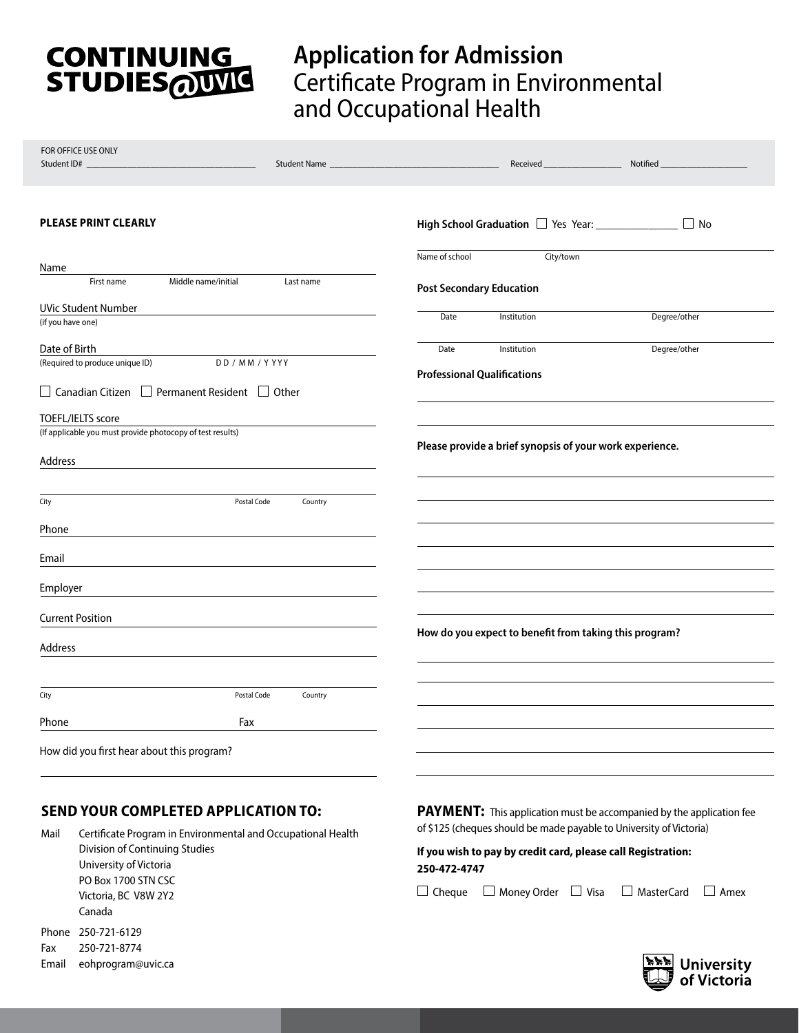CONTINUING STUDIES@UVIC

# Application for Admission
## Certificate Program in Environmental and Occupational Health

FOR OFFICE USE ONLY
Student ID# ______________________ Student Name ______________________ Received ____________ Notified ____________

**PLEASE PRINT CLEARLY**

Name ______________________________________
First name Middle name/initial Last name

UVic Student Number ______________________
(if you have one)

Date of Birth ______________________
(Required to produce unique ID) DD / MM / YYYY

☐ Canadian Citizen ☐ Permanent Resident ☐ Other

TOEFL/IELTS score ______________________
(If applicable you must provide photocopy of test results)

Address ______________________________________

City Postal Code Country

Phone ______________________

Email ______________________

Employer ______________________

Current Position ______________________

Address ______________________________________

City Postal Code Country

Phone ______________________ Fax ______________________

How did you first hear about this program?

______________________________________

**High School Graduation** ☐ Yes Year: ____________ ☐ No

Name of school City/town

**Post Secondary Education**

Date Institution Degree/other

Date Institution Degree/other

**Professional Qualifications**

______________________________________

______________________________________

**Please provide a brief synopsis of your work experience.**

______________________________________

______________________________________

______________________________________

______________________________________

______________________________________

______________________________________

______________________________________

**How do you expect to benefit from taking this program?**

______________________________________

______________________________________

______________________________________

______________________________________

______________________________________

______________________________________

## SEND YOUR COMPLETED APPLICATION TO:

Mail
Certificate Program in Environmental and Occupational Health
Division of Continuing Studies
University of Victoria
PO Box 1700 STN CSC
Victoria, BC V8W 2Y2
Canada

Phone 250-721-6129
Fax 250-721-8774
Email eohprogram@uvic.ca

**PAYMENT:** This application must be accompanied by the application fee of $125 (cheques should be made payable to University of Victoria)

**If you wish to pay by credit card, please call Registration: 250-472-4747**

☐ Cheque ☐ Money Order ☐ Visa ☐ MasterCard ☐ Amex

University of Victoria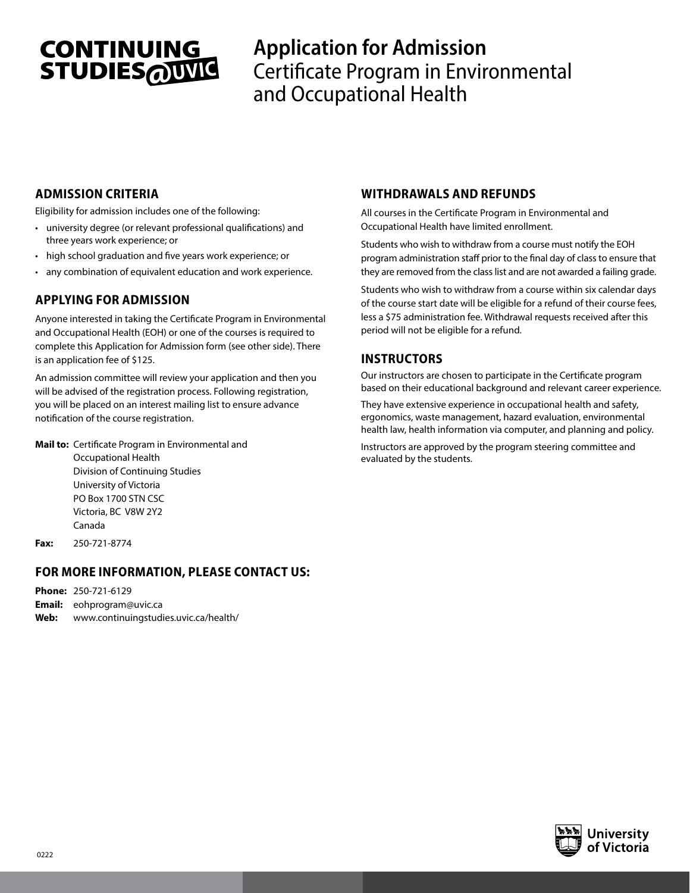# Application for Admission

Certificate Program in Environmental and Occupational Health

## ADMISSION CRITERIA

Eligibility for admission includes one of the following:

- university degree (or relevant professional qualifications) and three years work experience; or
- high school graduation and five years work experience; or
- any combination of equivalent education and work experience.

## APPLYING FOR ADMISSION

Anyone interested in taking the Certificate Program in Environmental and Occupational Health (EOH) or one of the courses is required to complete this Application for Admission form (see other side). There is an application fee of $125.

An admission committee will review your application and then you will be advised of the registration process. Following registration, you will be placed on an interest mailing list to ensure advance notification of the course registration.

**Mail to:** Certificate Program in Environmental and Occupational Health
Division of Continuing Studies
University of Victoria
PO Box 1700 STN CSC
Victoria, BC V8W 2Y2
Canada

**Fax:** 250-721-8774

## FOR MORE INFORMATION, PLEASE CONTACT US:

**Phone:** 250-721-6129
**Email:** eohprogram@uvic.ca
**Web:** www.continuingstudies.uvic.ca/health/

## WITHDRAWALS AND REFUNDS

All courses in the Certificate Program in Environmental and Occupational Health have limited enrollment.

Students who wish to withdraw from a course must notify the EOH program administration staff prior to the final day of class to ensure that they are removed from the class list and are not awarded a failing grade.

Students who wish to withdraw from a course within six calendar days of the course start date will be eligible for a refund of their course fees, less a $75 administration fee. Withdrawal requests received after this period will not be eligible for a refund.

## INSTRUCTORS

Our instructors are chosen to participate in the Certificate program based on their educational background and relevant career experience.

They have extensive experience in occupational health and safety, ergonomics, waste management, hazard evaluation, environmental health law, health information via computer, and planning and policy.

Instructors are approved by the program steering committee and evaluated by the students.

0222